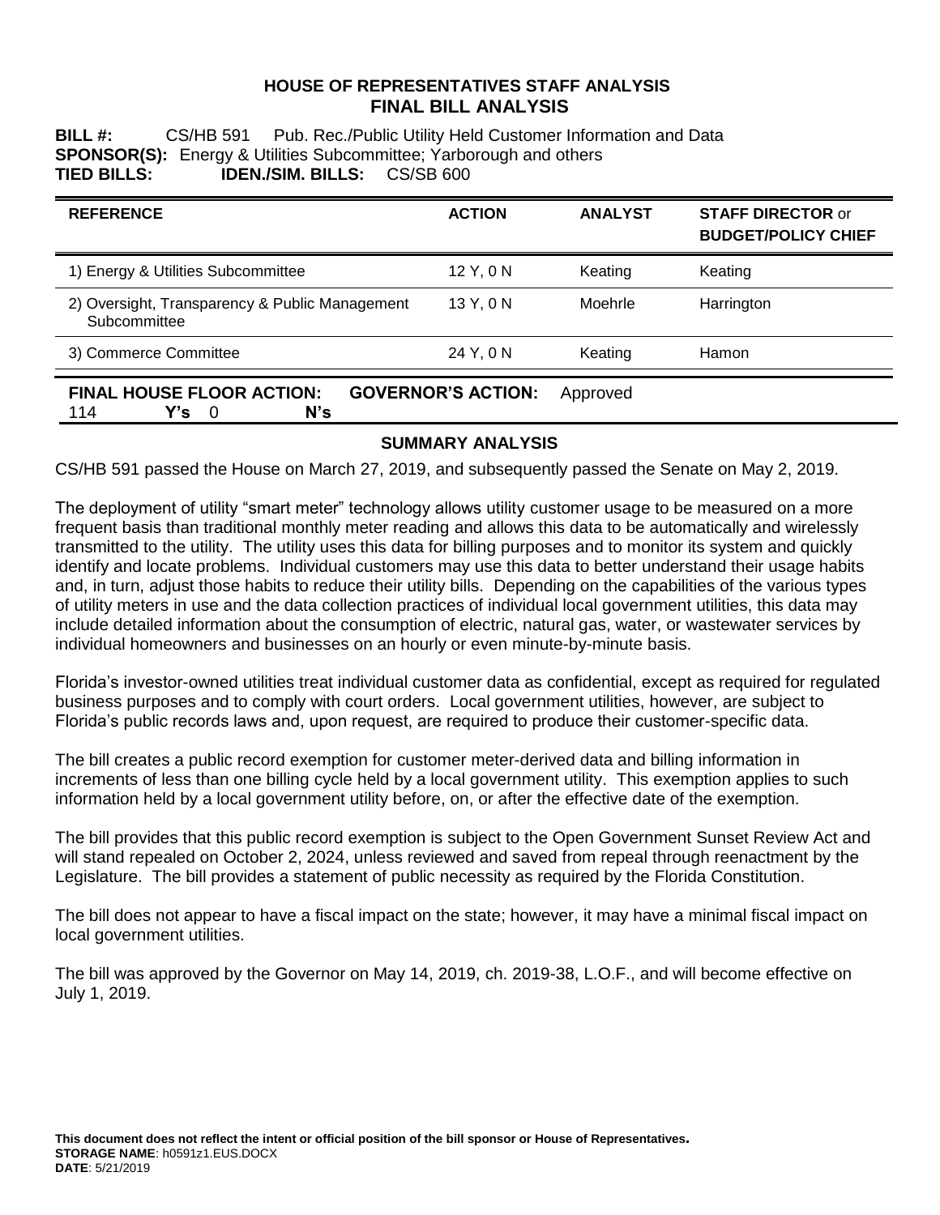# HOUSE OF REPRESENTATIVES STAFF ANALYSIS
## FINAL BILL ANALYSIS

**BILL #:** CS/HB 591 Pub. Rec./Public Utility Held Customer Information and Data
**SPONSOR(S):** Energy & Utilities Subcommittee; Yarborough and others
**TIED BILLS:** **IDEN./SIM. BILLS:** CS/SB 600

| REFERENCE | ACTION | ANALYST | STAFF DIRECTOR or BUDGET/POLICY CHIEF |
|---|---|---|---|
| 1) Energy & Utilities Subcommittee | 12 Y, 0 N | Keating | Keating |
| 2) Oversight, Transparency & Public Management Subcommittee | 13 Y, 0 N | Moehrle | Harrington |
| 3) Commerce Committee | 24 Y, 0 N | Keating | Hamon |

**FINAL HOUSE FLOOR ACTION:** 114 **Y's** 0 **N's** **GOVERNOR'S ACTION:** Approved

## SUMMARY ANALYSIS

CS/HB 591 passed the House on March 27, 2019, and subsequently passed the Senate on May 2, 2019.

The deployment of utility "smart meter" technology allows utility customer usage to be measured on a more frequent basis than traditional monthly meter reading and allows this data to be automatically and wirelessly transmitted to the utility. The utility uses this data for billing purposes and to monitor its system and quickly identify and locate problems. Individual customers may use this data to better understand their usage habits and, in turn, adjust those habits to reduce their utility bills. Depending on the capabilities of the various types of utility meters in use and the data collection practices of individual local government utilities, this data may include detailed information about the consumption of electric, natural gas, water, or wastewater services by individual homeowners and businesses on an hourly or even minute-by-minute basis.

Florida's investor-owned utilities treat individual customer data as confidential, except as required for regulated business purposes and to comply with court orders. Local government utilities, however, are subject to Florida's public records laws and, upon request, are required to produce their customer-specific data.

The bill creates a public record exemption for customer meter-derived data and billing information in increments of less than one billing cycle held by a local government utility. This exemption applies to such information held by a local government utility before, on, or after the effective date of the exemption.

The bill provides that this public record exemption is subject to the Open Government Sunset Review Act and will stand repealed on October 2, 2024, unless reviewed and saved from repeal through reenactment by the Legislature. The bill provides a statement of public necessity as required by the Florida Constitution.

The bill does not appear to have a fiscal impact on the state; however, it may have a minimal fiscal impact on local government utilities.

The bill was approved by the Governor on May 14, 2019, ch. 2019-38, L.O.F., and will become effective on July 1, 2019.

**This document does not reflect the intent or official position of the bill sponsor or House of Representatives.**
**STORAGE NAME**: h0591z1.EUS.DOCX
**DATE**: 5/21/2019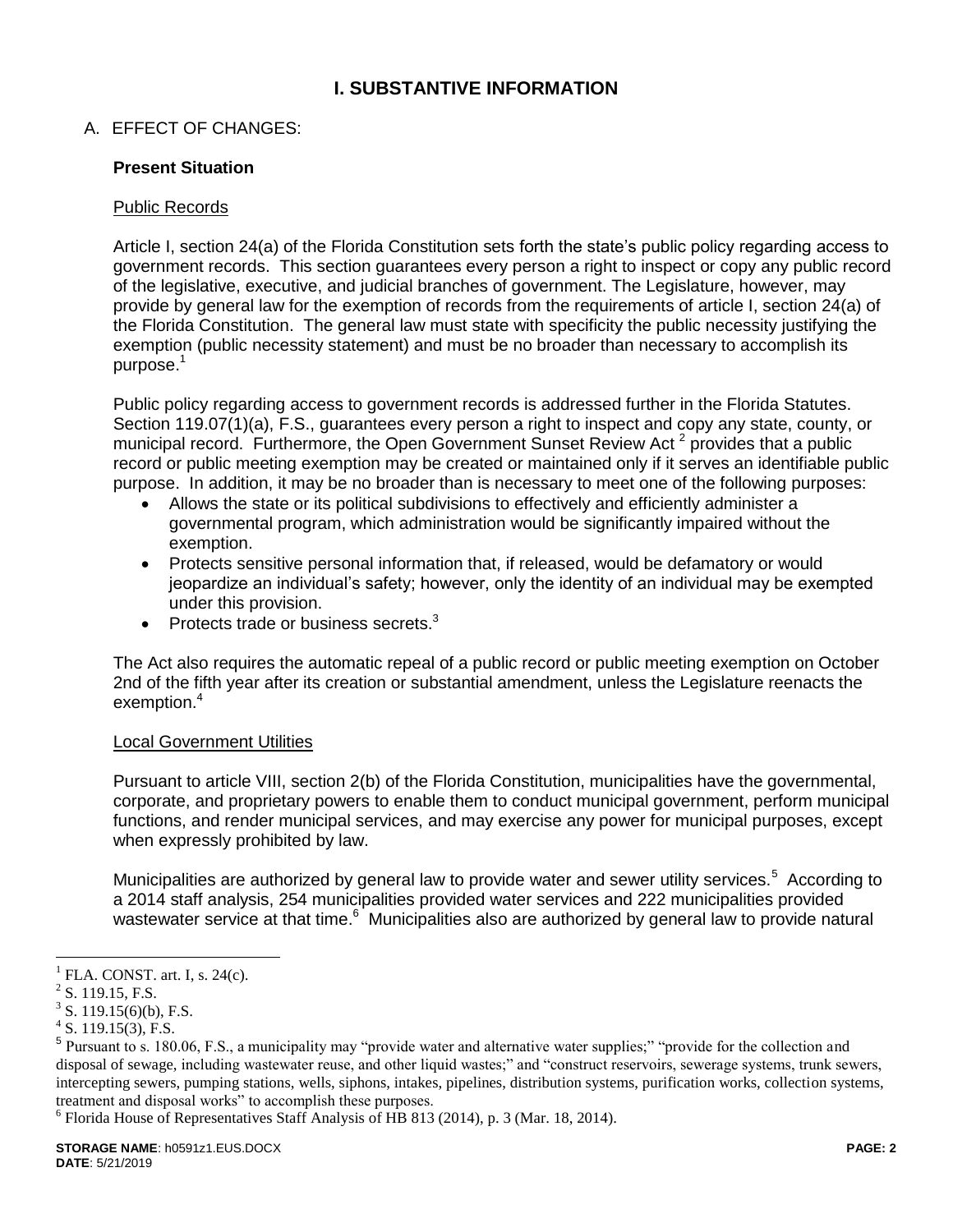# I. SUBSTANTIVE INFORMATION

## A. EFFECT OF CHANGES:

### Present Situation

Public Records

Article I, section 24(a) of the Florida Constitution sets forth the state's public policy regarding access to government records. This section guarantees every person a right to inspect or copy any public record of the legislative, executive, and judicial branches of government. The Legislature, however, may provide by general law for the exemption of records from the requirements of article I, section 24(a) of the Florida Constitution. The general law must state with specificity the public necessity justifying the exemption (public necessity statement) and must be no broader than necessary to accomplish its purpose.[1]

Public policy regarding access to government records is addressed further in the Florida Statutes. Section 119.07(1)(a), F.S., guarantees every person a right to inspect and copy any state, county, or municipal record. Furthermore, the Open Government Sunset Review Act [2] provides that a public record or public meeting exemption may be created or maintained only if it serves an identifiable public purpose. In addition, it may be no broader than is necessary to meet one of the following purposes:

- Allows the state or its political subdivisions to effectively and efficiently administer a governmental program, which administration would be significantly impaired without the exemption.
- Protects sensitive personal information that, if released, would be defamatory or would jeopardize an individual's safety; however, only the identity of an individual may be exempted under this provision.
- Protects trade or business secrets.[3]

The Act also requires the automatic repeal of a public record or public meeting exemption on October 2nd of the fifth year after its creation or substantial amendment, unless the Legislature reenacts the exemption.[4]

Local Government Utilities

Pursuant to article VIII, section 2(b) of the Florida Constitution, municipalities have the governmental, corporate, and proprietary powers to enable them to conduct municipal government, perform municipal functions, and render municipal services, and may exercise any power for municipal purposes, except when expressly prohibited by law.

Municipalities are authorized by general law to provide water and sewer utility services.[5] According to a 2014 staff analysis, 254 municipalities provided water services and 222 municipalities provided wastewater service at that time.[6] Municipalities also are authorized by general law to provide natural

---

[1] FLA. CONST. art. I, s. 24(c).

[2] S. 119.15, F.S.

[3] S. 119.15(6)(b), F.S.

[4] S. 119.15(3), F.S.

[5] Pursuant to s. 180.06, F.S., a municipality may "provide water and alternative water supplies;" "provide for the collection and disposal of sewage, including wastewater reuse, and other liquid wastes;" and "construct reservoirs, sewerage systems, trunk sewers, intercepting sewers, pumping stations, wells, siphons, intakes, pipelines, distribution systems, purification works, collection systems, treatment and disposal works" to accomplish these purposes.

[6] Florida House of Representatives Staff Analysis of HB 813 (2014), p. 3 (Mar. 18, 2014).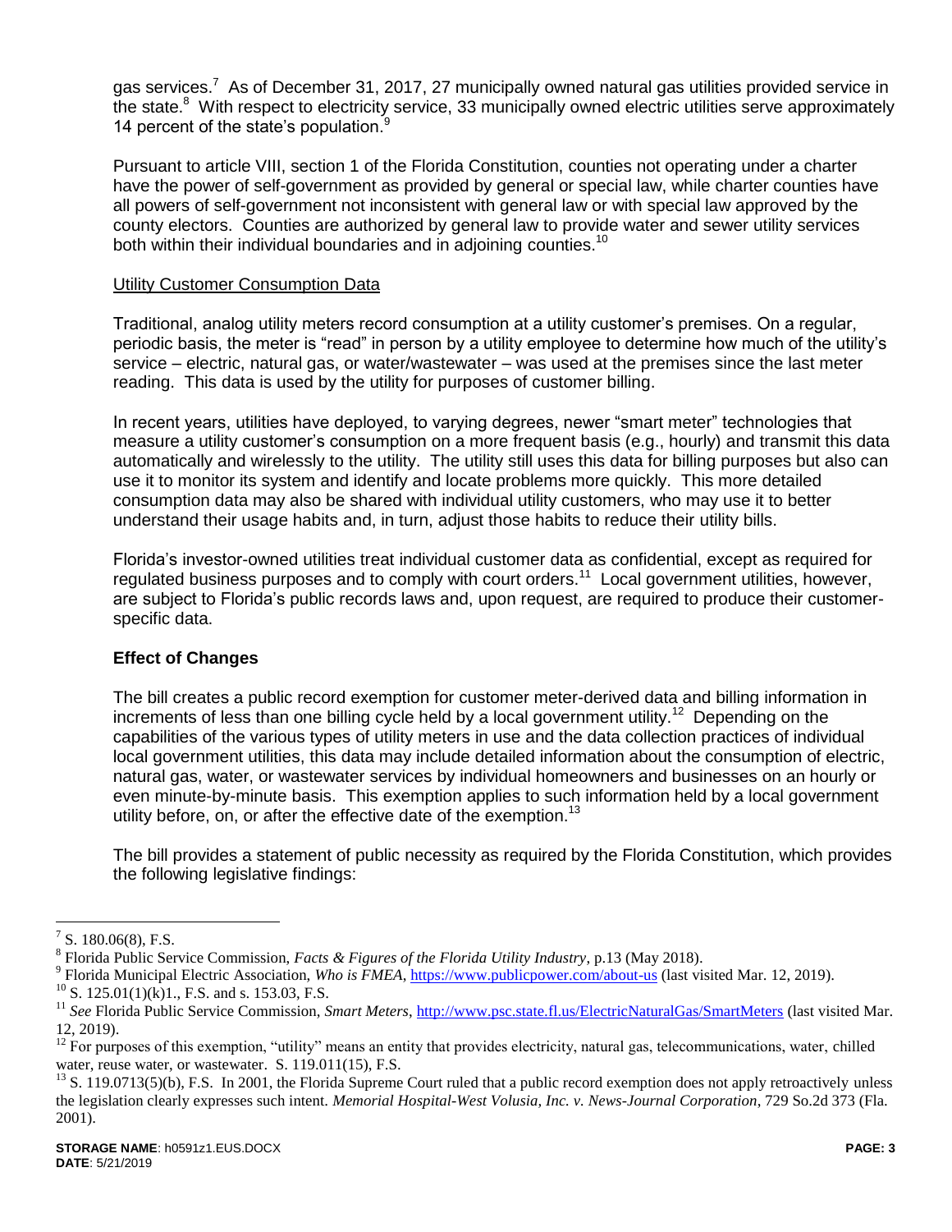gas services.[7] As of December 31, 2017, 27 municipally owned natural gas utilities provided service in the state.[8] With respect to electricity service, 33 municipally owned electric utilities serve approximately 14 percent of the state's population.[9]

Pursuant to article VIII, section 1 of the Florida Constitution, counties not operating under a charter have the power of self-government as provided by general or special law, while charter counties have all powers of self-government not inconsistent with general law or with special law approved by the county electors. Counties are authorized by general law to provide water and sewer utility services both within their individual boundaries and in adjoining counties.[10]

Utility Customer Consumption Data

Traditional, analog utility meters record consumption at a utility customer's premises. On a regular, periodic basis, the meter is "read" in person by a utility employee to determine how much of the utility's service – electric, natural gas, or water/wastewater – was used at the premises since the last meter reading. This data is used by the utility for purposes of customer billing.

In recent years, utilities have deployed, to varying degrees, newer "smart meter" technologies that measure a utility customer's consumption on a more frequent basis (e.g., hourly) and transmit this data automatically and wirelessly to the utility. The utility still uses this data for billing purposes but also can use it to monitor its system and identify and locate problems more quickly. This more detailed consumption data may also be shared with individual utility customers, who may use it to better understand their usage habits and, in turn, adjust those habits to reduce their utility bills.

Florida's investor-owned utilities treat individual customer data as confidential, except as required for regulated business purposes and to comply with court orders.[11] Local government utilities, however, are subject to Florida's public records laws and, upon request, are required to produce their customer-specific data.

**Effect of Changes**

The bill creates a public record exemption for customer meter-derived data and billing information in increments of less than one billing cycle held by a local government utility.[12] Depending on the capabilities of the various types of utility meters in use and the data collection practices of individual local government utilities, this data may include detailed information about the consumption of electric, natural gas, water, or wastewater services by individual homeowners and businesses on an hourly or even minute-by-minute basis. This exemption applies to such information held by a local government utility before, on, or after the effective date of the exemption.[13]

The bill provides a statement of public necessity as required by the Florida Constitution, which provides the following legislative findings:

---

[7] S. 180.06(8), F.S.

[8] Florida Public Service Commission, *Facts & Figures of the Florida Utility Industry*, p.13 (May 2018).

[9] Florida Municipal Electric Association, *Who is FMEA*, https://www.publicpower.com/about-us (last visited Mar. 12, 2019).

[10] S. 125.01(1)(k)1., F.S. and s. 153.03, F.S.

[11] *See* Florida Public Service Commission, *Smart Meters*, http://www.psc.state.fl.us/ElectricNaturalGas/SmartMeters (last visited Mar. 12, 2019).

[12] For purposes of this exemption, "utility" means an entity that provides electricity, natural gas, telecommunications, water, chilled water, reuse water, or wastewater. S. 119.011(15), F.S.

[13] S. 119.0713(5)(b), F.S. In 2001, the Florida Supreme Court ruled that a public record exemption does not apply retroactively unless the legislation clearly expresses such intent. *Memorial Hospital-West Volusia, Inc. v. News-Journal Corporation*, 729 So.2d 373 (Fla. 2001).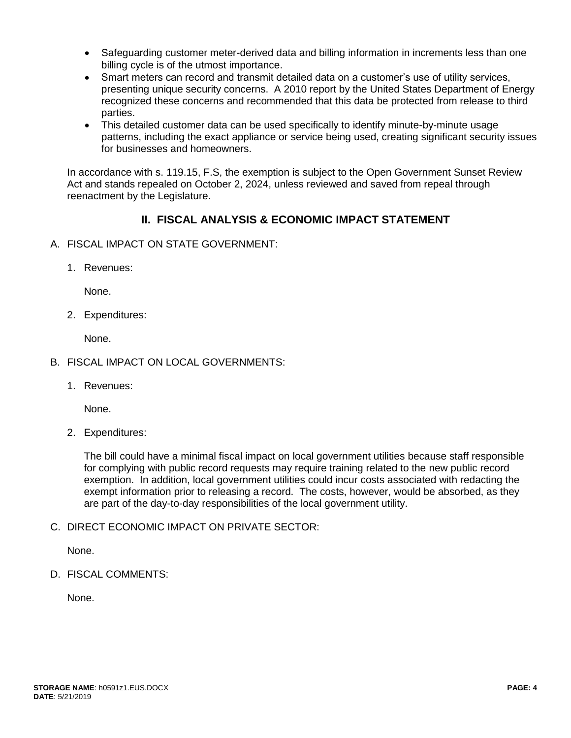- Safeguarding customer meter-derived data and billing information in increments less than one billing cycle is of the utmost importance.
- Smart meters can record and transmit detailed data on a customer's use of utility services, presenting unique security concerns. A 2010 report by the United States Department of Energy recognized these concerns and recommended that this data be protected from release to third parties.
- This detailed customer data can be used specifically to identify minute-by-minute usage patterns, including the exact appliance or service being used, creating significant security issues for businesses and homeowners.

In accordance with s. 119.15, F.S, the exemption is subject to the Open Government Sunset Review Act and stands repealed on October 2, 2024, unless reviewed and saved from repeal through reenactment by the Legislature.

## II. FISCAL ANALYSIS & ECONOMIC IMPACT STATEMENT

A. FISCAL IMPACT ON STATE GOVERNMENT:

1. Revenues:

   None.

2. Expenditures:

   None.

B. FISCAL IMPACT ON LOCAL GOVERNMENTS:

1. Revenues:

   None.

2. Expenditures:

   The bill could have a minimal fiscal impact on local government utilities because staff responsible for complying with public record requests may require training related to the new public record exemption. In addition, local government utilities could incur costs associated with redacting the exempt information prior to releasing a record. The costs, however, would be absorbed, as they are part of the day-to-day responsibilities of the local government utility.

C. DIRECT ECONOMIC IMPACT ON PRIVATE SECTOR:

None.

D. FISCAL COMMENTS:

None.